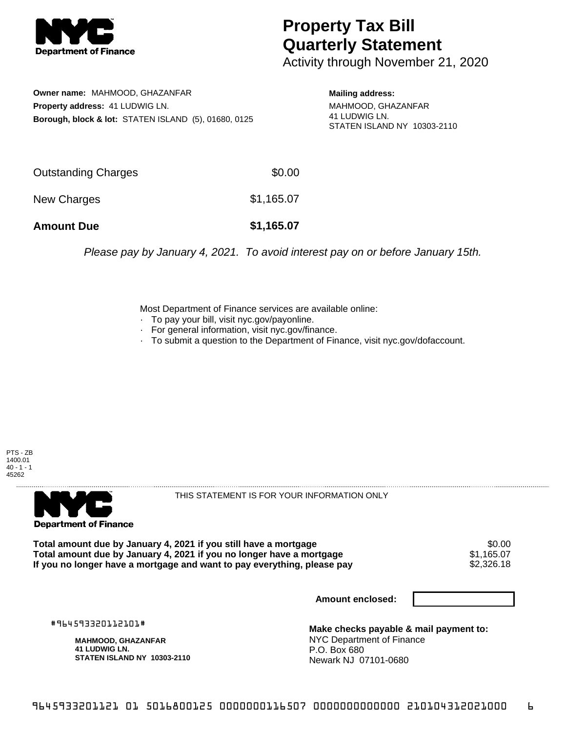# Property Tax Bill Quarterly Statement

Activity through November 21, 2020

**Owner name:** MAHMOOD, GHAZANFAR
**Property address:** 41 LUDWIG LN.
**Borough, block & lot:** STATEN ISLAND (5), 01680, 0125

**Mailing address:**
MAHMOOD, GHAZANFAR
41 LUDWIG LN.
STATEN ISLAND NY 10303-2110

| | |
|---|---|
| Outstanding Charges | $0.00 |
| New Charges | $1,165.07 |
| **Amount Due** | **$1,165.07** |

*Please pay by January 4, 2021. To avoid interest pay on or before January 15th.*

Most Department of Finance services are available online:
- To pay your bill, visit nyc.gov/payonline.
- For general information, visit nyc.gov/finance.
- To submit a question to the Department of Finance, visit nyc.gov/dofaccount.

PTS - ZB
1400.01
40 - 1 - 1
45262

THIS STATEMENT IS FOR YOUR INFORMATION ONLY

| | |
|---|---|
| **Total amount due by January 4, 2021 if you still have a mortgage** | $0.00 |
| **Total amount due by January 4, 2021 if you no longer have a mortgage** | $1,165.07 |
| **If you no longer have a mortgage and want to pay everything, please pay** | $2,326.18 |

**Amount enclosed:**

#964593320112101#

**MAHMOOD, GHAZANFAR**
**41 LUDWIG LN.**
**STATEN ISLAND NY 10303-2110**

**Make checks payable & mail payment to:**
NYC Department of Finance
P.O. Box 680
Newark NJ 07101-0680

9645933201121 01 5016800125 0000000116507 0000000000000 210104312021000 6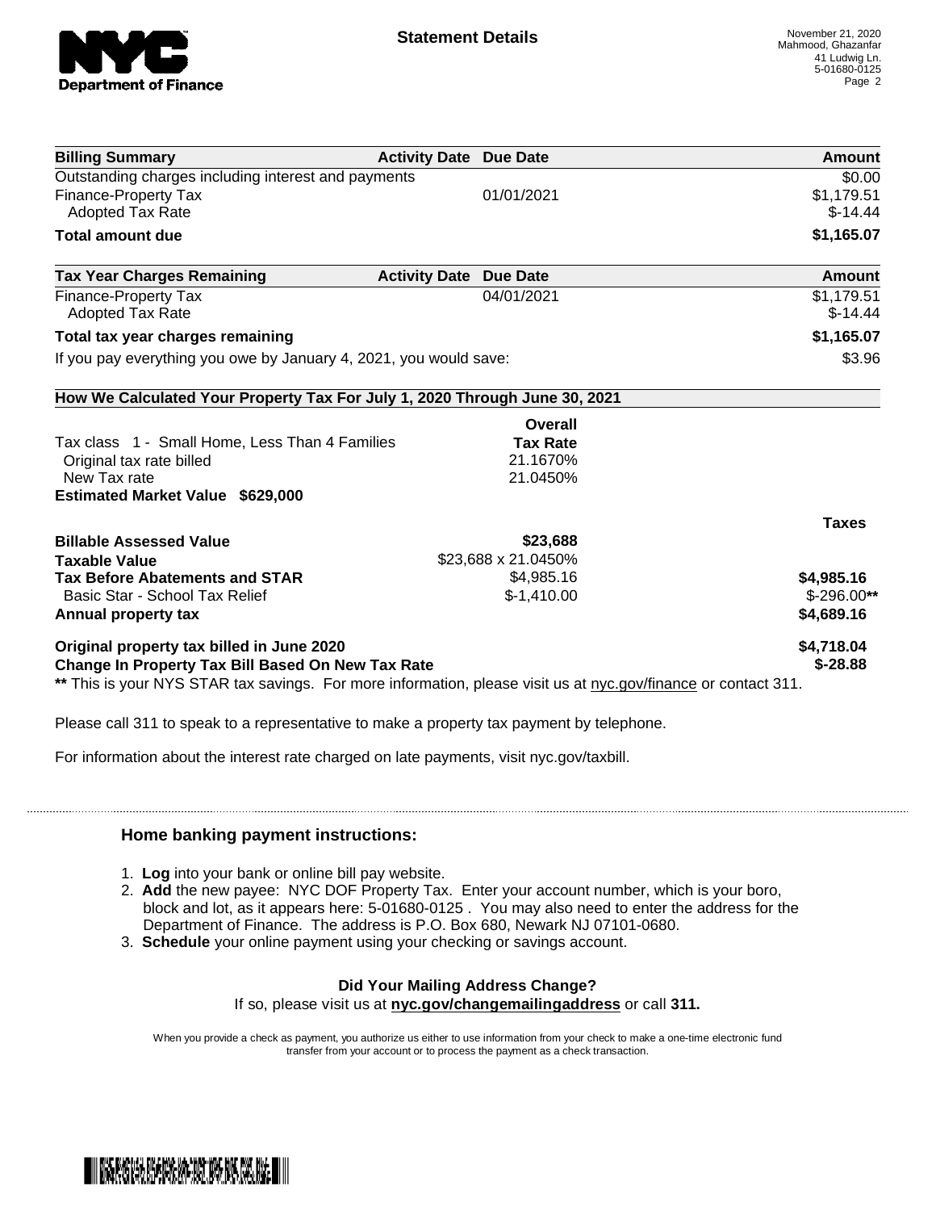# Statement Details

November 21, 2020
Mahmood, Ghazanfar
41 Ludwig Ln.
5-01680-0125

**NYC Department of Finance**

| **Billing Summary** | **Activity Date** | **Due Date** | **Amount** |
|---|---|---|---|
| Outstanding charges including interest and payments | | | $0.00 |
| Finance-Property Tax | | 01/01/2021 | $1,179.51 |
| Adopted Tax Rate | | | $-14.44 |
| **Total amount due** | | | **$1,165.07** |

| **Tax Year Charges Remaining** | **Activity Date** | **Due Date** | **Amount** |
|---|---|---|---|
| Finance-Property Tax | | 04/01/2021 | $1,179.51 |
| Adopted Tax Rate | | | $-14.44 |
| **Total tax year charges remaining** | | | **$1,165.07** |
| If you pay everything you owe by January 4, 2021, you would save: | | | $3.96 |

## How We Calculated Your Property Tax For July 1, 2020 Through June 30, 2021

| | **Overall Tax Rate** | |
|---|---|---|
| Tax class 1 - Small Home, Less Than 4 Families | | |
| Original tax rate billed | 21.1670% | |
| New Tax rate | 21.0450% | |
| **Estimated Market Value $629,000** | | |

| | | **Taxes** |
|---|---|---|
| **Billable Assessed Value** | **$23,688** | |
| **Taxable Value** | $23,688 x 21.0450% | |
| **Tax Before Abatements and STAR** | $4,985.16 | **$4,985.16** |
| Basic Star - School Tax Relief | $-1,410.00 | $-296.00** |
| **Annual property tax** | | **$4,689.16** |
| **Original property tax billed in June 2020** | | **$4,718.04** |
| **Change In Property Tax Bill Based On New Tax Rate** | | **$-28.88** |

** This is your NYS STAR tax savings. For more information, please visit us at nyc.gov/finance or contact 311.

Please call 311 to speak to a representative to make a property tax payment by telephone.

For information about the interest rate charged on late payments, visit nyc.gov/taxbill.

### Home banking payment instructions:

1. **Log** into your bank or online bill pay website.
2. **Add** the new payee: NYC DOF Property Tax. Enter your account number, which is your boro, block and lot, as it appears here: 5-01680-0125 . You may also need to enter the address for the Department of Finance. The address is P.O. Box 680, Newark NJ 07101-0680.
3. **Schedule** your online payment using your checking or savings account.

**Did Your Mailing Address Change?**

If so, please visit us at **nyc.gov/changemailingaddress** or call **311.**

When you provide a check as payment, you authorize us either to use information from your check to make a one-time electronic fund transfer from your account or to process the payment as a check transaction.